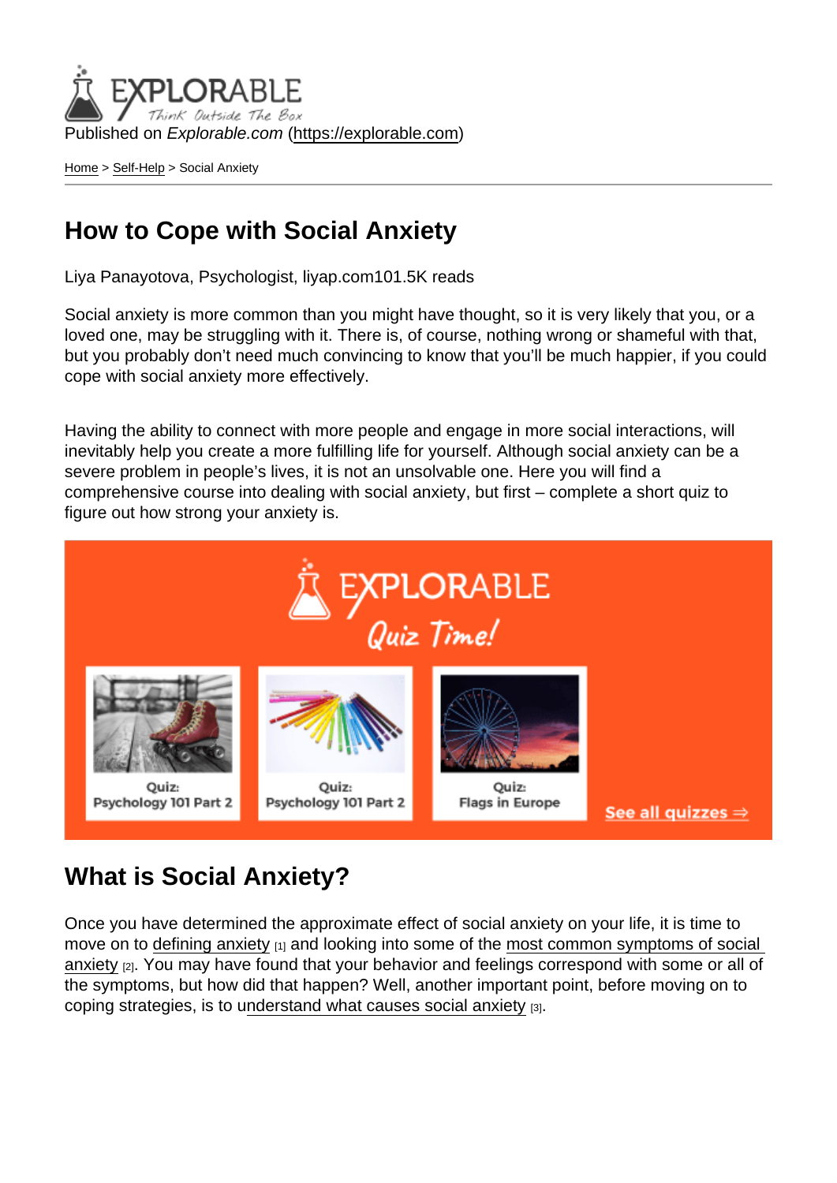Published on *Explorable.com* (https://explorable.com)

Home > Self-Help > Social Anxiety

# How to Cope with Social Anxiety

Liya Panayotova, Psychologist, liyap.com101.5K reads

Social anxiety is more common than you might have thought, so it is very likely that you, or a loved one, may be struggling with it. There is, of course, nothing wrong or shameful with that, but you probably don't need much convincing to know that you'll be much happier, if you could cope with social anxiety more effectively.

Having the ability to connect with more people and engage in more social interactions, will inevitably help you create a more fulfilling life for yourself. Although social anxiety can be a severe problem in people's lives, it is not an unsolvable one. Here you will find a comprehensive course into dealing with social anxiety, but first – complete a short quiz to figure out how strong your anxiety is.

EXPLORABLE
Quiz Time!

Quiz:
Psychology 101 Part 2

Quiz:
Psychology 101 Part 2

Quiz:
Flags in Europe

See all quizzes ⇒

## What is Social Anxiety?

Once you have determined the approximate effect of social anxiety on your life, it is time to move on to defining anxiety [1] and looking into some of the most common symptoms of social anxiety [2]. You may have found that your behavior and feelings correspond with some or all of the symptoms, but how did that happen? Well, another important point, before moving on to coping strategies, is to understand what causes social anxiety [3].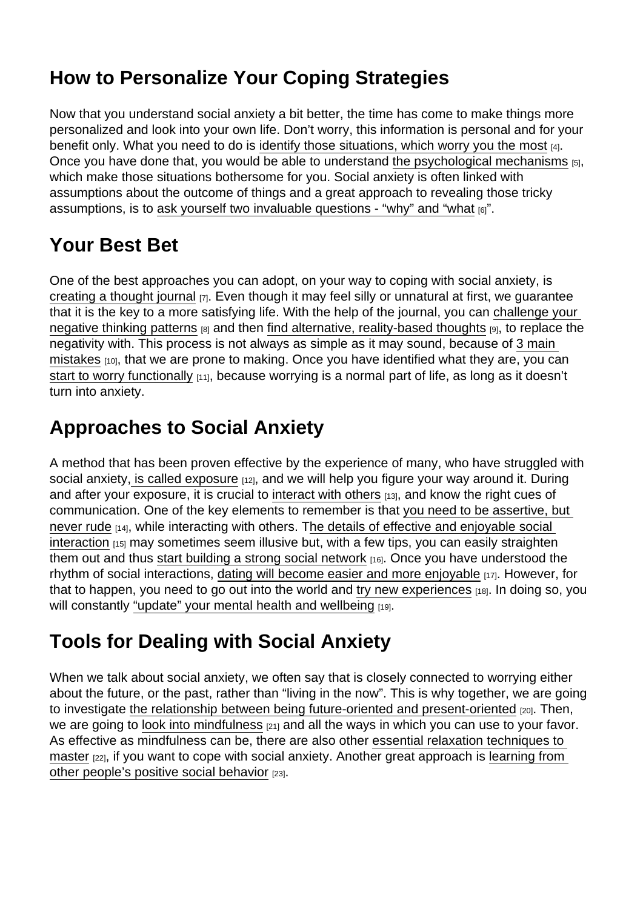## How to Personalize Your Coping Strategies

Now that you understand social anxiety a bit better, the time has come to make things more personalized and look into your own life. Don't worry, this information is personal and for your benefit only. What you need to do is identify those situations, which worry you the most [4]. Once you have done that, you would be able to understand the psychological mechanisms [5], which make those situations bothersome for you. Social anxiety is often linked with assumptions about the outcome of things and a great approach to revealing those tricky assumptions, is to ask yourself two invaluable questions - "why" and "what [6]".

## Your Best Bet

One of the best approaches you can adopt, on your way to coping with social anxiety, is creating a thought journal [7]. Even though it may feel silly or unnatural at first, we guarantee that it is the key to a more satisfying life. With the help of the journal, you can challenge your negative thinking patterns [8] and then find alternative, reality-based thoughts [9], to replace the negativity with. This process is not always as simple as it may sound, because of 3 main mistakes [10], that we are prone to making. Once you have identified what they are, you can start to worry functionally [11], because worrying is a normal part of life, as long as it doesn't turn into anxiety.

## Approaches to Social Anxiety

A method that has been proven effective by the experience of many, who have struggled with social anxiety, is called exposure [12], and we will help you figure your way around it. During and after your exposure, it is crucial to interact with others [13], and know the right cues of communication. One of the key elements to remember is that you need to be assertive, but never rude [14], while interacting with others. The details of effective and enjoyable social interaction [15] may sometimes seem illusive but, with a few tips, you can easily straighten them out and thus start building a strong social network [16]. Once you have understood the rhythm of social interactions, dating will become easier and more enjoyable [17]. However, for that to happen, you need to go out into the world and try new experiences [18]. In doing so, you will constantly "update" your mental health and wellbeing [19].

## Tools for Dealing with Social Anxiety

When we talk about social anxiety, we often say that is closely connected to worrying either about the future, or the past, rather than "living in the now". This is why together, we are going to investigate the relationship between being future-oriented and present-oriented [20]. Then, we are going to look into mindfulness [21] and all the ways in which you can use to your favor. As effective as mindfulness can be, there are also other essential relaxation techniques to master [22], if you want to cope with social anxiety. Another great approach is learning from other people's positive social behavior [23].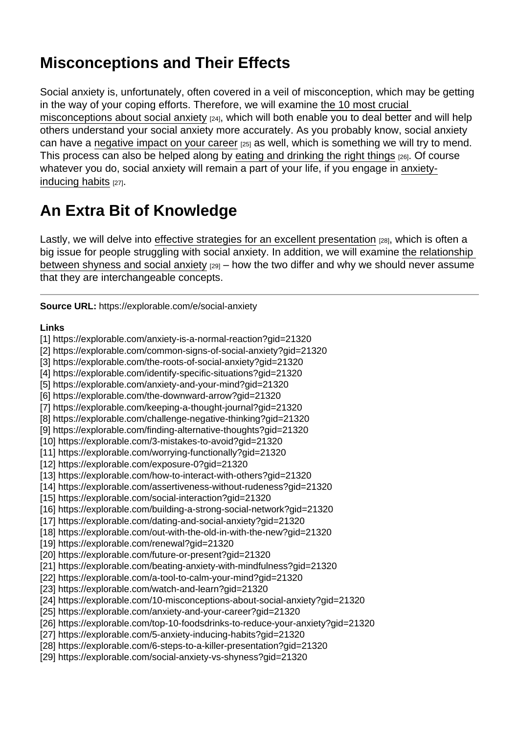## Misconceptions and Their Effects

Social anxiety is, unfortunately, often covered in a veil of misconception, which may be getting in the way of your coping efforts. Therefore, we will examine the 10 most crucial misconceptions about social anxiety [24], which will both enable you to deal better and will help others understand your social anxiety more accurately. As you probably know, social anxiety can have a negative impact on your career [25] as well, which is something we will try to mend. This process can also be helped along by eating and drinking the right things [26]. Of course whatever you do, social anxiety will remain a part of your life, if you engage in anxiety-inducing habits [27].

## An Extra Bit of Knowledge

Lastly, we will delve into effective strategies for an excellent presentation [28], which is often a big issue for people struggling with social anxiety. In addition, we will examine the relationship between shyness and social anxiety [29] – how the two differ and why we should never assume that they are interchangeable concepts.

---

**Source URL:** https://explorable.com/e/social-anxiety

**Links**
[1] https://explorable.com/anxiety-is-a-normal-reaction?gid=21320
[2] https://explorable.com/common-signs-of-social-anxiety?gid=21320
[3] https://explorable.com/the-roots-of-social-anxiety?gid=21320
[4] https://explorable.com/identify-specific-situations?gid=21320
[5] https://explorable.com/anxiety-and-your-mind?gid=21320
[6] https://explorable.com/the-downward-arrow?gid=21320
[7] https://explorable.com/keeping-a-thought-journal?gid=21320
[8] https://explorable.com/challenge-negative-thinking?gid=21320
[9] https://explorable.com/finding-alternative-thoughts?gid=21320
[10] https://explorable.com/3-mistakes-to-avoid?gid=21320
[11] https://explorable.com/worrying-functionally?gid=21320
[12] https://explorable.com/exposure-0?gid=21320
[13] https://explorable.com/how-to-interact-with-others?gid=21320
[14] https://explorable.com/assertiveness-without-rudeness?gid=21320
[15] https://explorable.com/social-interaction?gid=21320
[16] https://explorable.com/building-a-strong-social-network?gid=21320
[17] https://explorable.com/dating-and-social-anxiety?gid=21320
[18] https://explorable.com/out-with-the-old-in-with-the-new?gid=21320
[19] https://explorable.com/renewal?gid=21320
[20] https://explorable.com/future-or-present?gid=21320
[21] https://explorable.com/beating-anxiety-with-mindfulness?gid=21320
[22] https://explorable.com/a-tool-to-calm-your-mind?gid=21320
[23] https://explorable.com/watch-and-learn?gid=21320
[24] https://explorable.com/10-misconceptions-about-social-anxiety?gid=21320
[25] https://explorable.com/anxiety-and-your-career?gid=21320
[26] https://explorable.com/top-10-foodsdrinks-to-reduce-your-anxiety?gid=21320
[27] https://explorable.com/5-anxiety-inducing-habits?gid=21320
[28] https://explorable.com/6-steps-to-a-killer-presentation?gid=21320
[29] https://explorable.com/social-anxiety-vs-shyness?gid=21320